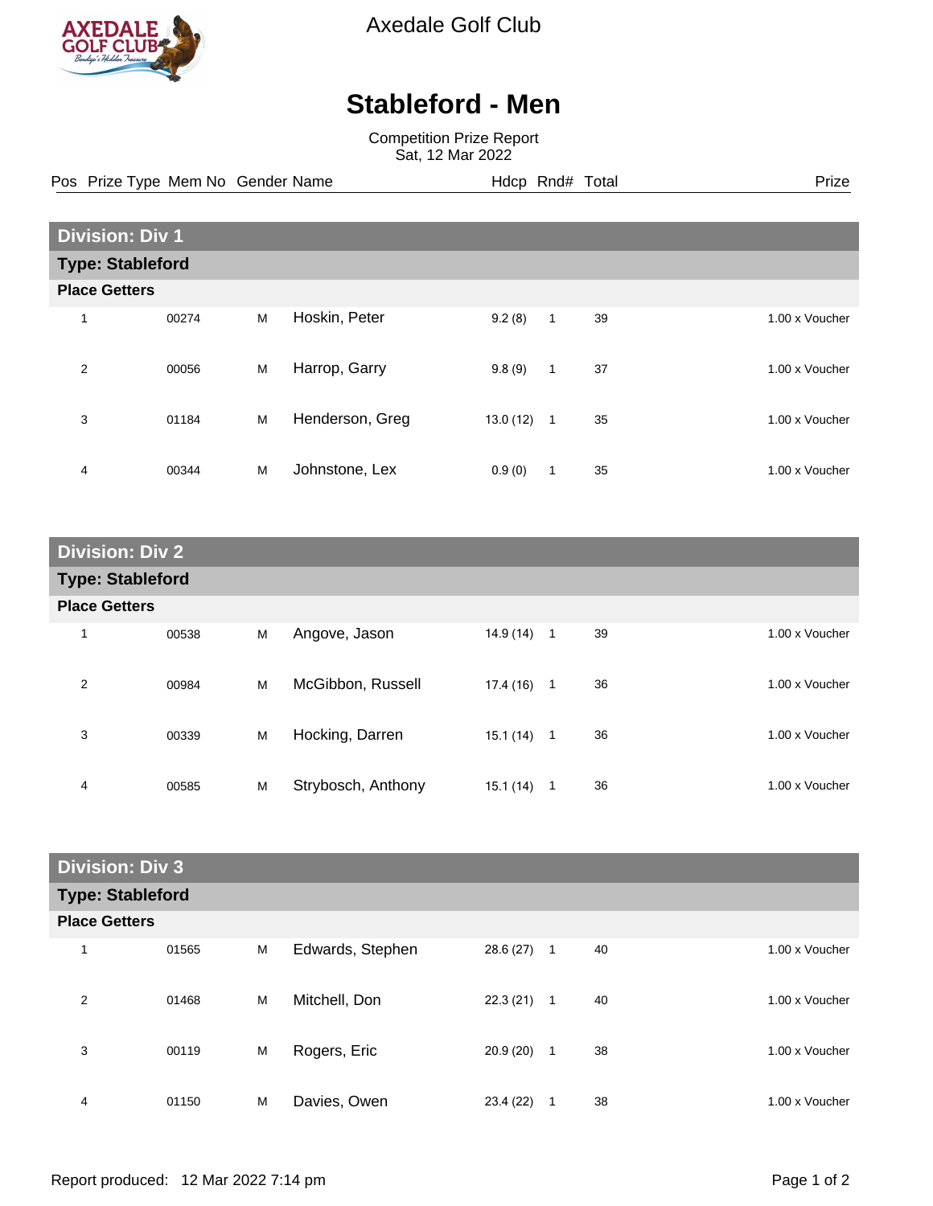Axedale Golf Club

# Stableford - Men

Competition Prize Report
Sat, 12 Mar 2022

## Division: Div 1

### Type: Stableford

**Place Getters**

| Pos | Prize Type | Mem No | Gender | Name | Hdcp | Rnd# | Total | Prize |
|---|---|---|---|---|---|---|---|---|
| 1 | | 00274 | M | Hoskin, Peter | 9.2 (8) | 1 | 39 | 1.00 x Voucher |
| 2 | | 00056 | M | Harrop, Garry | 9.8 (9) | 1 | 37 | 1.00 x Voucher |
| 3 | | 01184 | M | Henderson, Greg | 13.0 (12) | 1 | 35 | 1.00 x Voucher |
| 4 | | 00344 | M | Johnstone, Lex | 0.9 (0) | 1 | 35 | 1.00 x Voucher |

## Division: Div 2

### Type: Stableford

**Place Getters**

| Pos | Prize Type | Mem No | Gender | Name | Hdcp | Rnd# | Total | Prize |
|---|---|---|---|---|---|---|---|---|
| 1 | | 00538 | M | Angove, Jason | 14.9 (14) | 1 | 39 | 1.00 x Voucher |
| 2 | | 00984 | M | McGibbon, Russell | 17.4 (16) | 1 | 36 | 1.00 x Voucher |
| 3 | | 00339 | M | Hocking, Darren | 15.1 (14) | 1 | 36 | 1.00 x Voucher |
| 4 | | 00585 | M | Strybosch, Anthony | 15.1 (14) | 1 | 36 | 1.00 x Voucher |

## Division: Div 3

### Type: Stableford

**Place Getters**

| Pos | Prize Type | Mem No | Gender | Name | Hdcp | Rnd# | Total | Prize |
|---|---|---|---|---|---|---|---|---|
| 1 | | 01565 | M | Edwards, Stephen | 28.6 (27) | 1 | 40 | 1.00 x Voucher |
| 2 | | 01468 | M | Mitchell, Don | 22.3 (21) | 1 | 40 | 1.00 x Voucher |
| 3 | | 00119 | M | Rogers, Eric | 20.9 (20) | 1 | 38 | 1.00 x Voucher |
| 4 | | 01150 | M | Davies, Owen | 23.4 (22) | 1 | 38 | 1.00 x Voucher |

Report produced: 12 Mar 2022 7:14 pm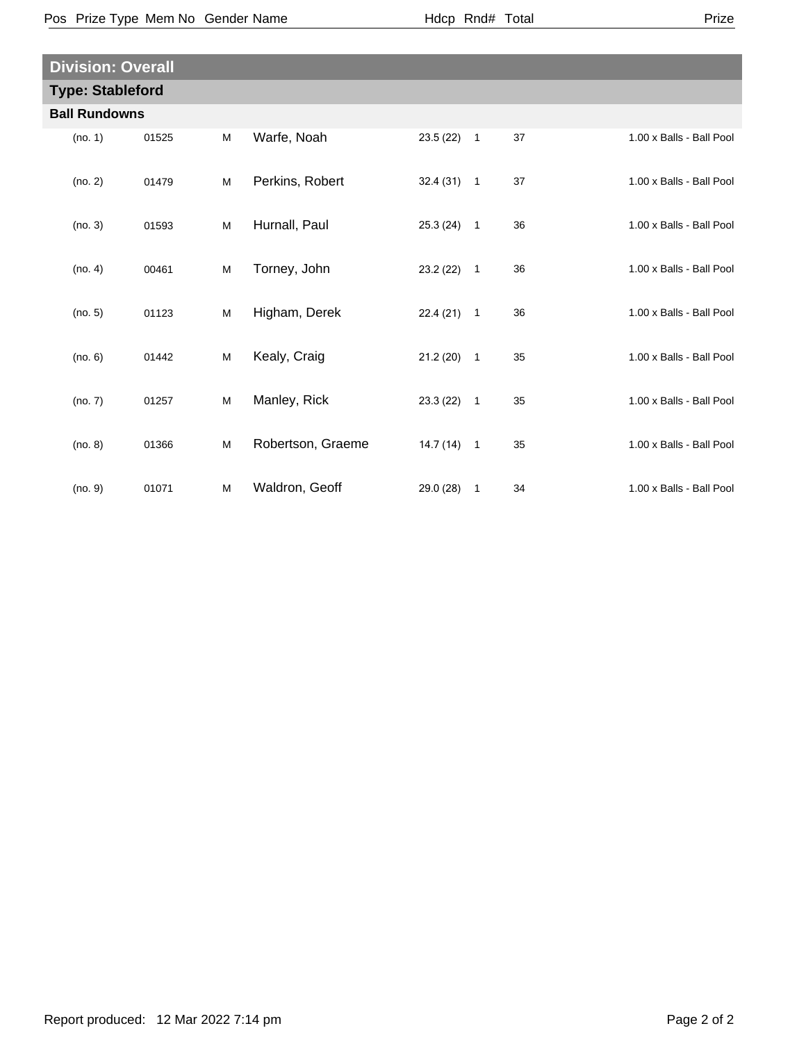| Pos | Prize Type | Mem No | Gender | Name | Hdcp | Rnd# | Total | Prize |
|---|---|---|---|---|---|---|---|---|

## Division: Overall

### Type: Stableford

#### Ball Rundowns

| Pos | Prize Type | Mem No | Gender | Name | Hdcp | Rnd# | Total | Prize |
|---|---|---|---|---|---|---|---|---|
| | (no. 1) | 01525 | M | Warfe, Noah | 23.5 (22) | 1 | 37 | 1.00 x Balls - Ball Pool |
| | (no. 2) | 01479 | M | Perkins, Robert | 32.4 (31) | 1 | 37 | 1.00 x Balls - Ball Pool |
| | (no. 3) | 01593 | M | Hurnall, Paul | 25.3 (24) | 1 | 36 | 1.00 x Balls - Ball Pool |
| | (no. 4) | 00461 | M | Torney, John | 23.2 (22) | 1 | 36 | 1.00 x Balls - Ball Pool |
| | (no. 5) | 01123 | M | Higham, Derek | 22.4 (21) | 1 | 36 | 1.00 x Balls - Ball Pool |
| | (no. 6) | 01442 | M | Kealy, Craig | 21.2 (20) | 1 | 35 | 1.00 x Balls - Ball Pool |
| | (no. 7) | 01257 | M | Manley, Rick | 23.3 (22) | 1 | 35 | 1.00 x Balls - Ball Pool |
| | (no. 8) | 01366 | M | Robertson, Graeme | 14.7 (14) | 1 | 35 | 1.00 x Balls - Ball Pool |
| | (no. 9) | 01071 | M | Waldron, Geoff | 29.0 (28) | 1 | 34 | 1.00 x Balls - Ball Pool |

Report produced: 12 Mar 2022 7:14 pm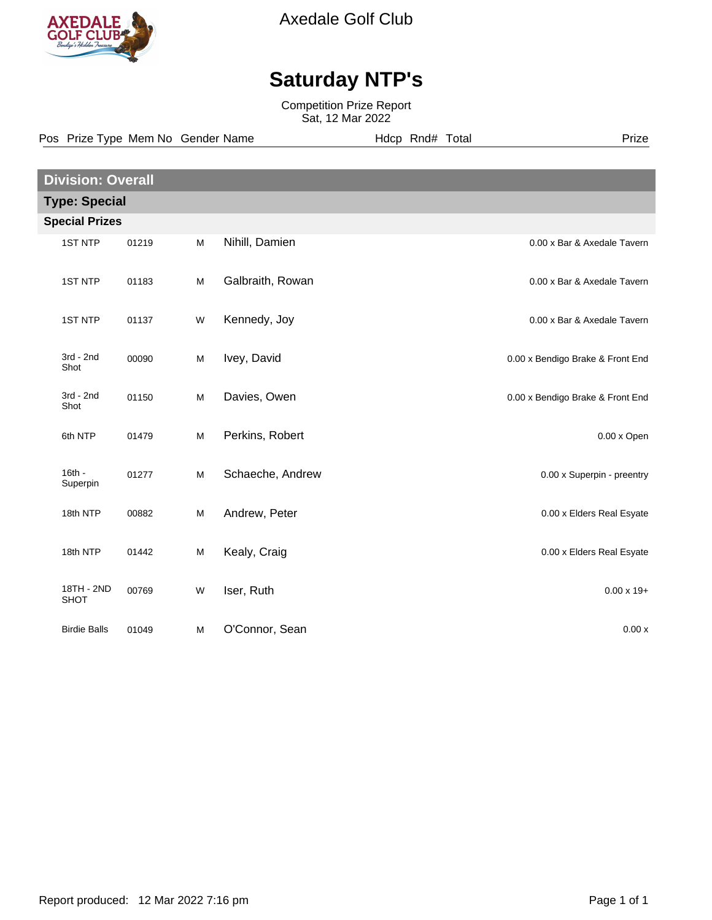Axedale Golf Club

# Saturday NTP's

Competition Prize Report
Sat, 12 Mar 2022

| Pos | Prize Type | Mem No | Gender | Name | Hdcp | Rnd# | Total | Prize |
|---|---|---|---|---|---|---|---|---|
| **Division: Overall** | | | | | | | | |
| **Type: Special** | | | | | | | | |
| **Special Prizes** | | | | | | | | |
| | 1ST NTP | 01219 | M | Nihill, Damien | | | | 0.00 x Bar & Axedale Tavern |
| | 1ST NTP | 01183 | M | Galbraith, Rowan | | | | 0.00 x Bar & Axedale Tavern |
| | 1ST NTP | 01137 | W | Kennedy, Joy | | | | 0.00 x Bar & Axedale Tavern |
| | 3rd - 2nd Shot | 00090 | M | Ivey, David | | | | 0.00 x Bendigo Brake & Front End |
| | 3rd - 2nd Shot | 01150 | M | Davies, Owen | | | | 0.00 x Bendigo Brake & Front End |
| | 6th NTP | 01479 | M | Perkins, Robert | | | | 0.00 x Open |
| | 16th - Superpin | 01277 | M | Schaeche, Andrew | | | | 0.00 x Superpin - preentry |
| | 18th NTP | 00882 | M | Andrew, Peter | | | | 0.00 x Elders Real Esyate |
| | 18th NTP | 01442 | M | Kealy, Craig | | | | 0.00 x Elders Real Esyate |
| | 18TH - 2ND SHOT | 00769 | W | Iser, Ruth | | | | 0.00 x 19+ |
| | Birdie Balls | 01049 | M | O'Connor, Sean | | | | 0.00 x |

Report produced: 12 Mar 2022 7:16 pm